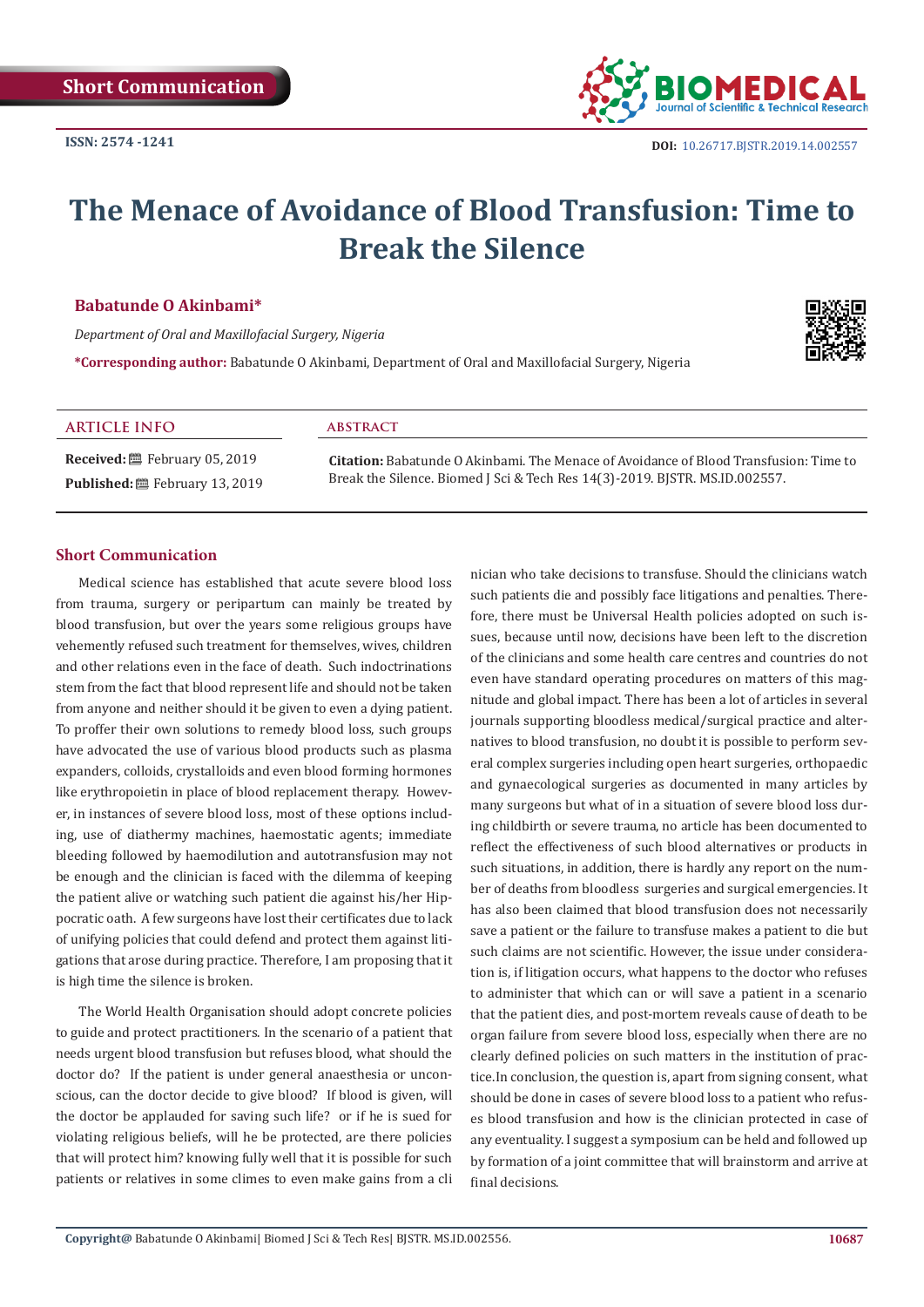Short Communication

ISSN: 2574 -1241

DOI: 10.26717.BJSTR.2019.14.002557

# The Menace of Avoidance of Blood Transfusion: Time to Break the Silence

**Babatunde O Akinbami***

*Department of Oral and Maxillofacial Surgery, Nigeria*

***Corresponding author:** Babatunde O Akinbami, Department of Oral and Maxillofacial Surgery, Nigeria

**ARTICLE INFO**

**Received:** February 05, 2019

**Published:** February 13, 2019

**ABSTRACT**

**Citation:** Babatunde O Akinbami. The Menace of Avoidance of Blood Transfusion: Time to Break the Silence. Biomed J Sci & Tech Res 14(3)-2019. BJSTR. MS.ID.002557.

## Short Communication

Medical science has established that acute severe blood loss from trauma, surgery or peripartum can mainly be treated by blood transfusion, but over the years some religious groups have vehemently refused such treatment for themselves, wives, children and other relations even in the face of death. Such indoctrinations stem from the fact that blood represent life and should not be taken from anyone and neither should it be given to even a dying patient. To proffer their own solutions to remedy blood loss, such groups have advocated the use of various blood products such as plasma expanders, colloids, crystalloids and even blood forming hormones like erythropoietin in place of blood replacement therapy. However, in instances of severe blood loss, most of these options including, use of diathermy machines, haemostatic agents; immediate bleeding followed by haemodilution and autotransfusion may not be enough and the clinician is faced with the dilemma of keeping the patient alive or watching such patient die against his/her Hippocratic oath. A few surgeons have lost their certificates due to lack of unifying policies that could defend and protect them against litigations that arose during practice. Therefore, I am proposing that it is high time the silence is broken.

The World Health Organisation should adopt concrete policies to guide and protect practitioners. In the scenario of a patient that needs urgent blood transfusion but refuses blood, what should the doctor do? If the patient is under general anaesthesia or unconscious, can the doctor decide to give blood? If blood is given, will the doctor be applauded for saving such life? or if he is sued for violating religious beliefs, will he be protected, are there policies that will protect him? knowing fully well that it is possible for such patients or relatives in some climes to even make gains from a clinician who take decisions to transfuse. Should the clinicians watch such patients die and possibly face litigations and penalties. Therefore, there must be Universal Health policies adopted on such issues, because until now, decisions have been left to the discretion of the clinicians and some health care centres and countries do not even have standard operating procedures on matters of this magnitude and global impact. There has been a lot of articles in several journals supporting bloodless medical/surgical practice and alternatives to blood transfusion, no doubt it is possible to perform several complex surgeries including open heart surgeries, orthopaedic and gynaecological surgeries as documented in many articles by many surgeons but what of in a situation of severe blood loss during childbirth or severe trauma, no article has been documented to reflect the effectiveness of such blood alternatives or products in such situations, in addition, there is hardly any report on the number of deaths from bloodless surgeries and surgical emergencies. It has also been claimed that blood transfusion does not necessarily save a patient or the failure to transfuse makes a patient to die but such claims are not scientific. However, the issue under consideration is, if litigation occurs, what happens to the doctor who refuses to administer that which can or will save a patient in a scenario that the patient dies, and post-mortem reveals cause of death to be organ failure from severe blood loss, especially when there are no clearly defined policies on such matters in the institution of practice.In conclusion, the question is, apart from signing consent, what should be done in cases of severe blood loss to a patient who refuses blood transfusion and how is the clinician protected in case of any eventuality. I suggest a symposium can be held and followed up by formation of a joint committee that will brainstorm and arrive at final decisions.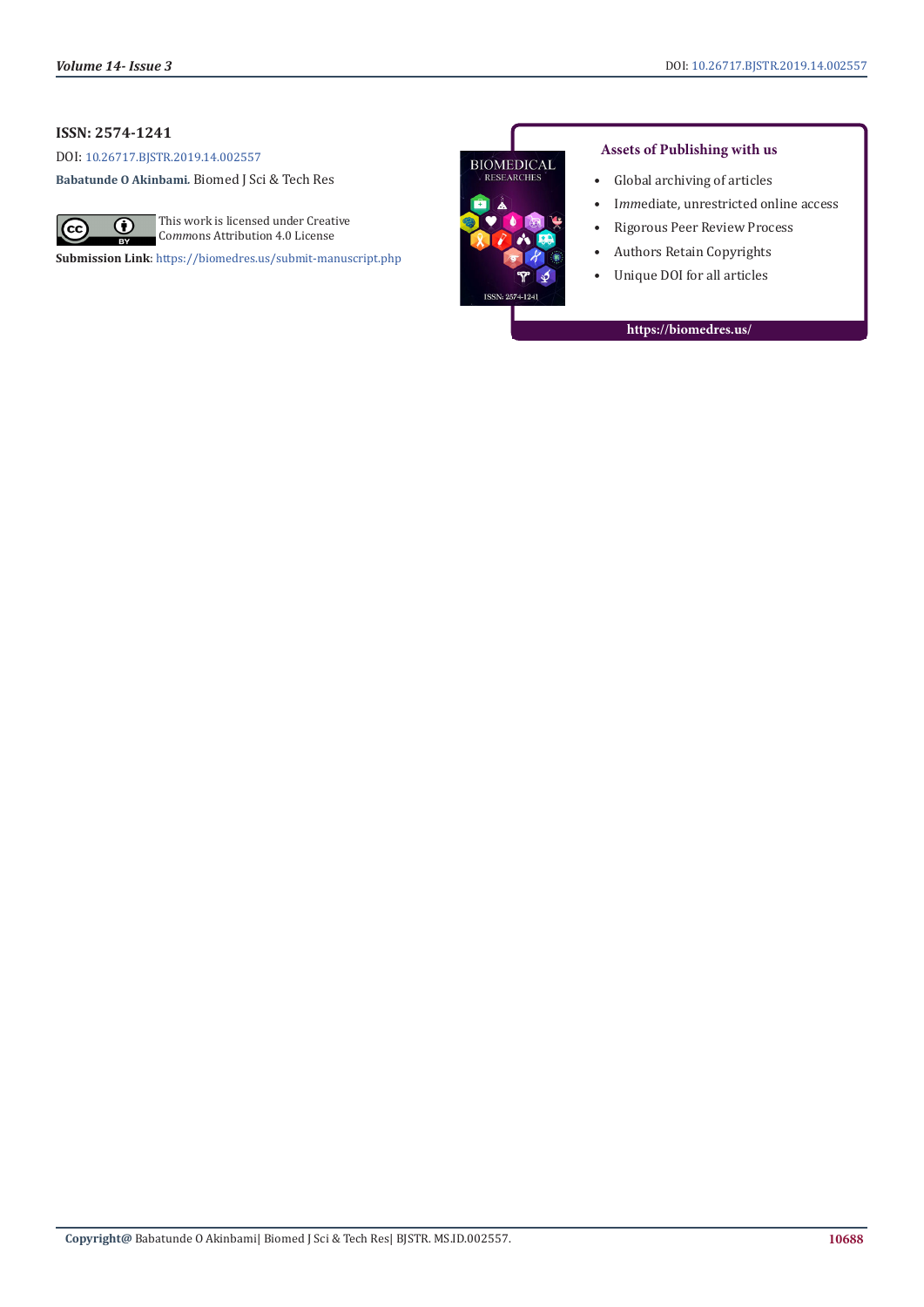**ISSN: 2574-1241**

DOI: 10.26717.BJSTR.2019.14.002557

**Babatunde O Akinbami.** Biomed J Sci & Tech Res

This work is licensed under Creative Commons Attribution 4.0 License

**Submission Link**: https://biomedres.us/submit-manuscript.php

### Assets of Publishing with us

- Global archiving of articles
- Immediate, unrestricted online access
- Rigorous Peer Review Process
- Authors Retain Copyrights
- Unique DOI for all articles

**https://biomedres.us/**